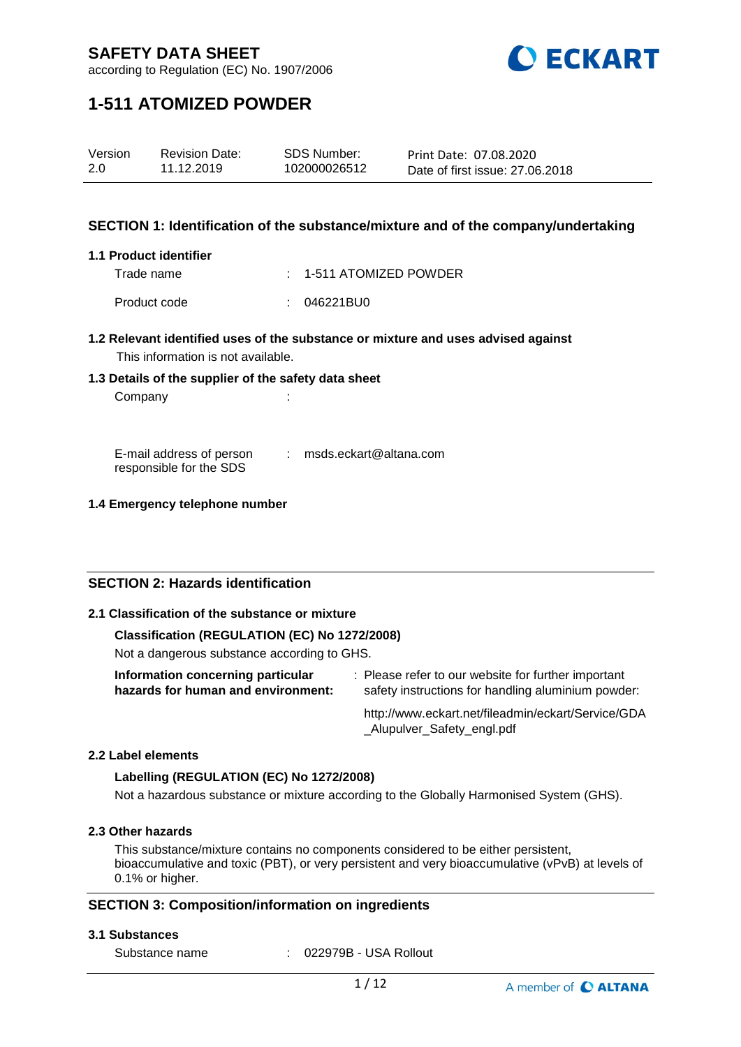# SAFETY DATA SHEET

according to Regulation (EC) No. 1907/2006

# 1-511 ATOMIZED POWDER

| Version | Revision Date: | SDS Number: | Print Date: 07.08.2020 |
|---|---|---|---|
| 2.0 | 11.12.2019 | 102000026512 | Date of first issue: 27.06.2018 |

## SECTION 1: Identification of the substance/mixture and of the company/undertaking

### 1.1 Product identifier

Trade name : 1-511 ATOMIZED POWDER

Product code : 046221BU0

### 1.2 Relevant identified uses of the substance or mixture and uses advised against

This information is not available.

### 1.3 Details of the supplier of the safety data sheet

Company :

E-mail address of person responsible for the SDS : msds.eckart@altana.com

### 1.4 Emergency telephone number

## SECTION 2: Hazards identification

### 2.1 Classification of the substance or mixture

**Classification (REGULATION (EC) No 1272/2008)**

Not a dangerous substance according to GHS.

**Information concerning particular hazards for human and environment:** : Please refer to our website for further important safety instructions for handling aluminium powder:

http://www.eckart.net/fileadmin/eckart/Service/GDA_Alupulver_Safety_engl.pdf

### 2.2 Label elements

**Labelling (REGULATION (EC) No 1272/2008)**

Not a hazardous substance or mixture according to the Globally Harmonised System (GHS).

### 2.3 Other hazards

This substance/mixture contains no components considered to be either persistent, bioaccumulative and toxic (PBT), or very persistent and very bioaccumulative (vPvB) at levels of 0.1% or higher.

## SECTION 3: Composition/information on ingredients

### 3.1 Substances

Substance name : 022979B - USA Rollout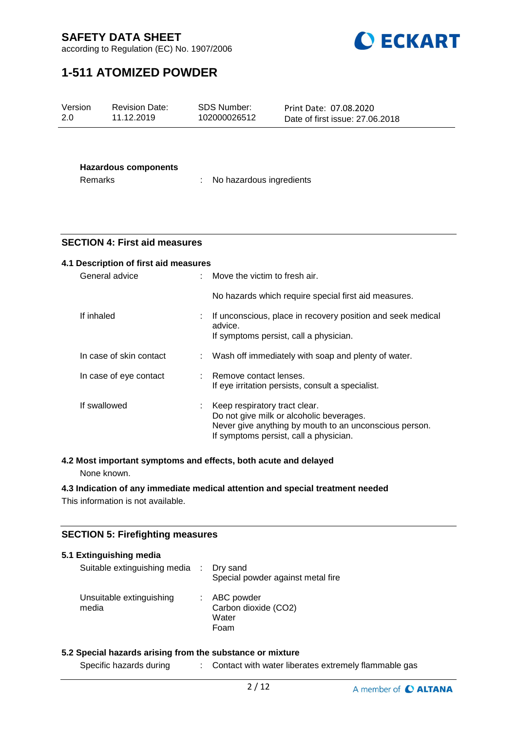**Hazardous components**

Remarks : No hazardous ingredients

## SECTION 4: First aid measures

### 4.1 Description of first aid measures

| | |
|---|---|
| General advice | Move the victim to fresh air.<br><br>No hazards which require special first aid measures. |
| If inhaled | If unconscious, place in recovery position and seek medical advice.<br>If symptoms persist, call a physician. |
| In case of skin contact | Wash off immediately with soap and plenty of water. |
| In case of eye contact | Remove contact lenses.<br>If eye irritation persists, consult a specialist. |
| If swallowed | Keep respiratory tract clear.<br>Do not give milk or alcoholic beverages.<br>Never give anything by mouth to an unconscious person.<br>If symptoms persist, call a physician. |

### 4.2 Most important symptoms and effects, both acute and delayed

None known.

### 4.3 Indication of any immediate medical attention and special treatment needed

This information is not available.

## SECTION 5: Firefighting measures

### 5.1 Extinguishing media

| | |
|---|---|
| Suitable extinguishing media | Dry sand<br>Special powder against metal fire |
| Unsuitable extinguishing media | ABC powder<br>Carbon dioxide ($CO_2$)<br>Water<br>Foam |

### 5.2 Special hazards arising from the substance or mixture

Specific hazards during : Contact with water liberates extremely flammable gas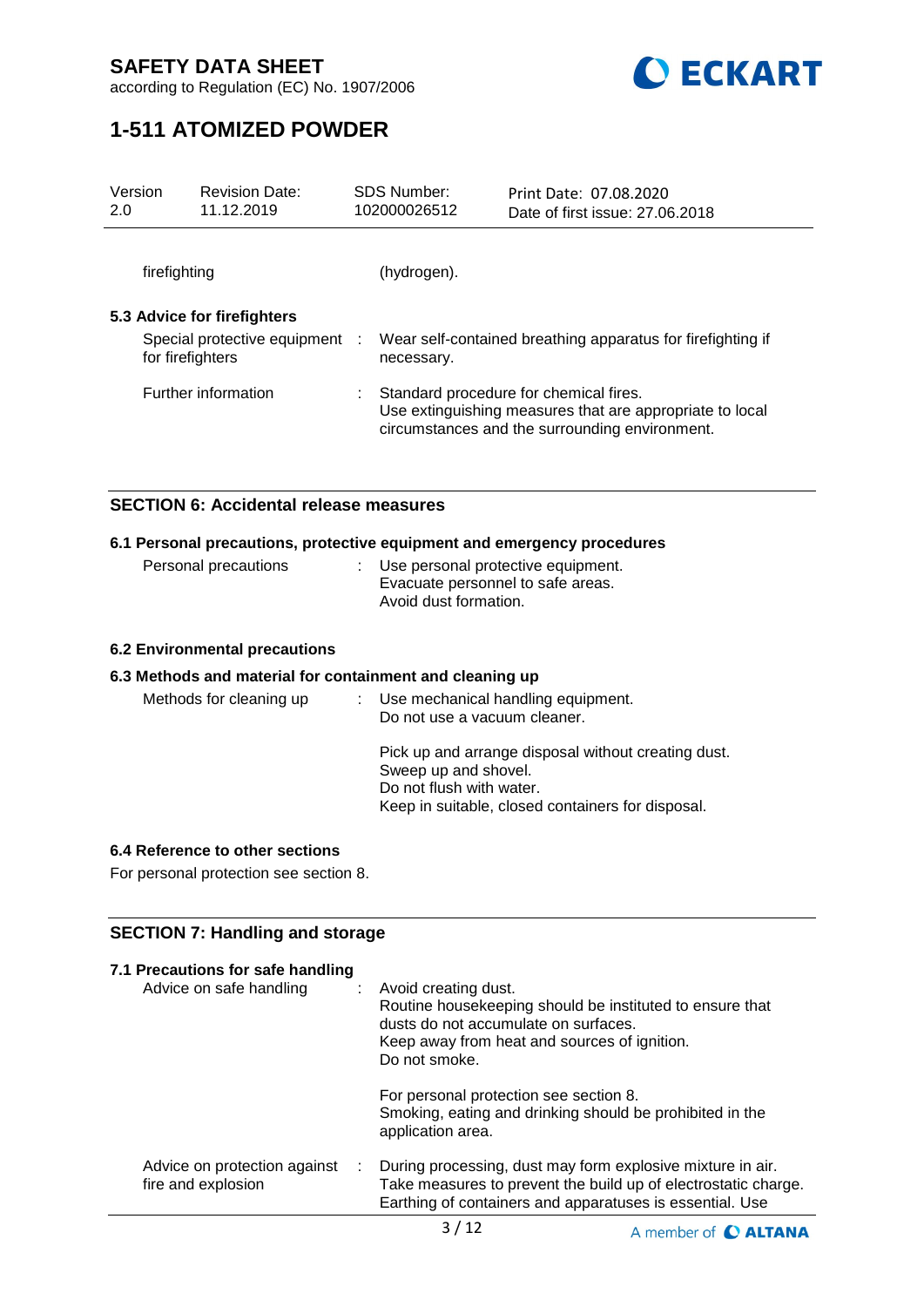| | | |
|---|---|---|
| firefighting | | (hydrogen). |

### 5.3 Advice for firefighters

| | | |
|---|---|---|
| Special protective equipment for firefighters | : | Wear self-contained breathing apparatus for firefighting if necessary. |
| Further information | : | Standard procedure for chemical fires.<br>Use extinguishing measures that are appropriate to local circumstances and the surrounding environment. |

## SECTION 6: Accidental release measures

### 6.1 Personal precautions, protective equipment and emergency procedures

| | | |
|---|---|---|
| Personal precautions | : | Use personal protective equipment.<br>Evacuate personnel to safe areas.<br>Avoid dust formation. |

### 6.2 Environmental precautions

### 6.3 Methods and material for containment and cleaning up

| | | |
|---|---|---|
| Methods for cleaning up | : | Use mechanical handling equipment.<br>Do not use a vacuum cleaner.<br><br>Pick up and arrange disposal without creating dust.<br>Sweep up and shovel.<br>Do not flush with water.<br>Keep in suitable, closed containers for disposal. |

### 6.4 Reference to other sections

For personal protection see section 8.

## SECTION 7: Handling and storage

### 7.1 Precautions for safe handling

| | | |
|---|---|---|
| Advice on safe handling | : | Avoid creating dust.<br>Routine housekeeping should be instituted to ensure that dusts do not accumulate on surfaces.<br>Keep away from heat and sources of ignition.<br>Do not smoke.<br><br>For personal protection see section 8.<br>Smoking, eating and drinking should be prohibited in the application area. |
| Advice on protection against fire and explosion | : | During processing, dust may form explosive mixture in air.<br>Take measures to prevent the build up of electrostatic charge.<br>Earthing of containers and apparatuses is essential. Use |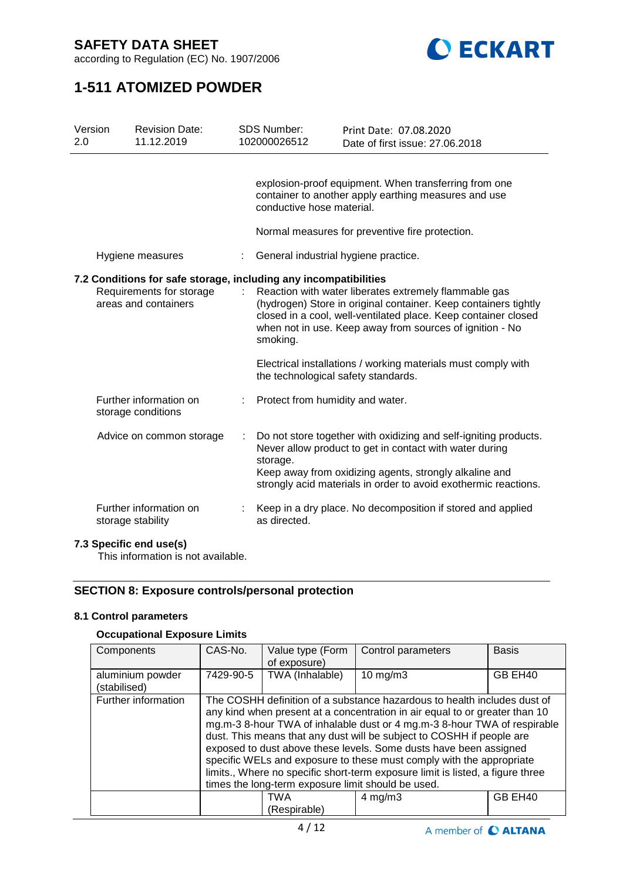explosion-proof equipment. When transferring from one container to another apply earthing measures and use conductive hose material.

Normal measures for preventive fire protection.

Hygiene measures : General industrial hygiene practice.

### 7.2 Conditions for safe storage, including any incompatibilities

Requirements for storage areas and containers : Reaction with water liberates extremely flammable gas (hydrogen) Store in original container. Keep containers tightly closed in a cool, well-ventilated place. Keep container closed when not in use. Keep away from sources of ignition - No smoking.

Electrical installations / working materials must comply with the technological safety standards.

Further information on storage conditions : Protect from humidity and water.

Advice on common storage : Do not store together with oxidizing and self-igniting products. Never allow product to get in contact with water during storage.
Keep away from oxidizing agents, strongly alkaline and strongly acid materials in order to avoid exothermic reactions.

Further information on storage stability : Keep in a dry place. No decomposition if stored and applied as directed.

### 7.3 Specific end use(s)

This information is not available.

## SECTION 8: Exposure controls/personal protection

### 8.1 Control parameters

**Occupational Exposure Limits**

| Components | CAS-No. | Value type (Form of exposure) | Control parameters | Basis |
|---|---|---|---|---|
| aluminium powder (stabilised) | 7429-90-5 | TWA (Inhalable) | 10 mg/m3 | GB EH40 |
| Further information | The COSHH definition of a substance hazardous to health includes dust of any kind when present at a concentration in air equal to or greater than 10 mg.m-3 8-hour TWA of inhalable dust or 4 mg.m-3 8-hour TWA of respirable dust. This means that any dust will be subject to COSHH if people are exposed to dust above these levels. Some dusts have been assigned specific WELs and exposure to these must comply with the appropriate limits., Where no specific short-term exposure limit is listed, a figure three times the long-term exposure limit should be used. | | | |
| | | TWA (Respirable) | 4 mg/m3 | GB EH40 |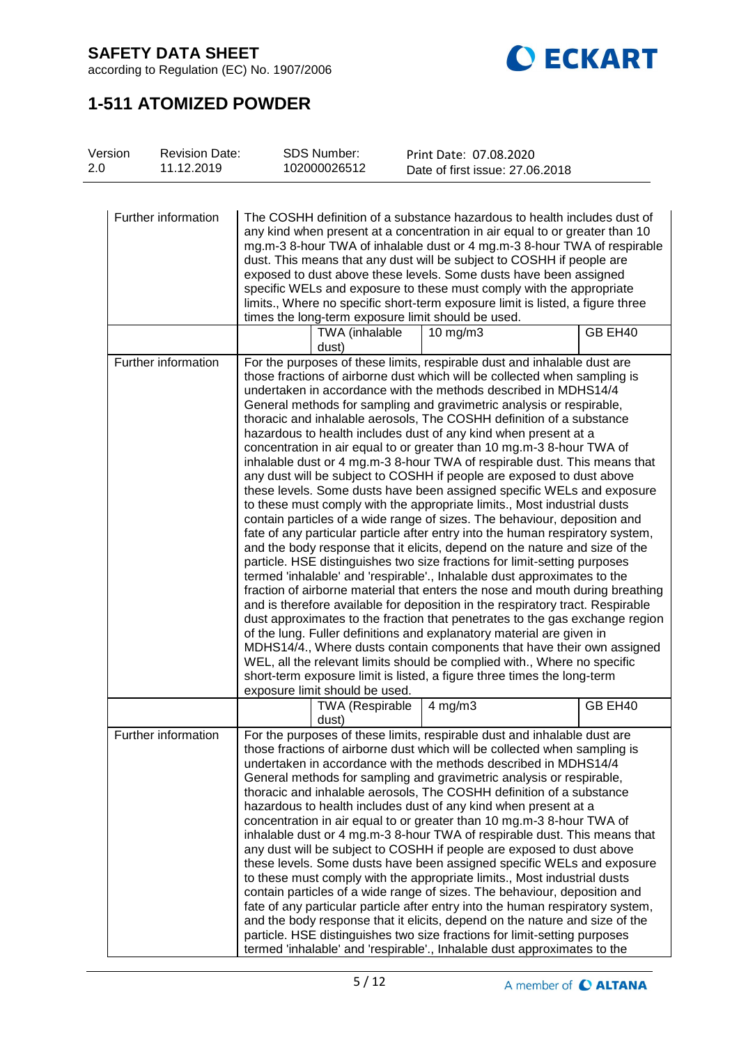| | | | |
|---|---|---|---|
| Further information | The COSHH definition of a substance hazardous to health includes dust of any kind when present at a concentration in air equal to or greater than 10 mg.m-3 8-hour TWA of inhalable dust or 4 mg.m-3 8-hour TWA of respirable dust. This means that any dust will be subject to COSHH if people are exposed to dust above these levels. Some dusts have been assigned specific WELs and exposure to these must comply with the appropriate limits., Where no specific short-term exposure limit is listed, a figure three times the long-term exposure limit should be used. | | |
| | TWA (inhalable dust) | 10 mg/m3 | GB EH40 |
| Further information | For the purposes of these limits, respirable dust and inhalable dust are those fractions of airborne dust which will be collected when sampling is undertaken in accordance with the methods described in MDHS14/4 General methods for sampling and gravimetric analysis or respirable, thoracic and inhalable aerosols, The COSHH definition of a substance hazardous to health includes dust of any kind when present at a concentration in air equal to or greater than 10 mg.m-3 8-hour TWA of inhalable dust or 4 mg.m-3 8-hour TWA of respirable dust. This means that any dust will be subject to COSHH if people are exposed to dust above these levels. Some dusts have been assigned specific WELs and exposure to these must comply with the appropriate limits., Most industrial dusts contain particles of a wide range of sizes. The behaviour, deposition and fate of any particular particle after entry into the human respiratory system, and the body response that it elicits, depend on the nature and size of the particle. HSE distinguishes two size fractions for limit-setting purposes termed 'inhalable' and 'respirable'., Inhalable dust approximates to the fraction of airborne material that enters the nose and mouth during breathing and is therefore available for deposition in the respiratory tract. Respirable dust approximates to the fraction that penetrates to the gas exchange region of the lung. Fuller definitions and explanatory material are given in MDHS14/4., Where dusts contain components that have their own assigned WEL, all the relevant limits should be complied with., Where no specific short-term exposure limit is listed, a figure three times the long-term exposure limit should be used. | | |
| | TWA (Respirable dust) | 4 mg/m3 | GB EH40 |
| Further information | For the purposes of these limits, respirable dust and inhalable dust are those fractions of airborne dust which will be collected when sampling is undertaken in accordance with the methods described in MDHS14/4 General methods for sampling and gravimetric analysis or respirable, thoracic and inhalable aerosols, The COSHH definition of a substance hazardous to health includes dust of any kind when present at a concentration in air equal to or greater than 10 mg.m-3 8-hour TWA of inhalable dust or 4 mg.m-3 8-hour TWA of respirable dust. This means that any dust will be subject to COSHH if people are exposed to dust above these levels. Some dusts have been assigned specific WELs and exposure to these must comply with the appropriate limits., Most industrial dusts contain particles of a wide range of sizes. The behaviour, deposition and fate of any particular particle after entry into the human respiratory system, and the body response that it elicits, depend on the nature and size of the particle. HSE distinguishes two size fractions for limit-setting purposes termed 'inhalable' and 'respirable'., Inhalable dust approximates to the | | |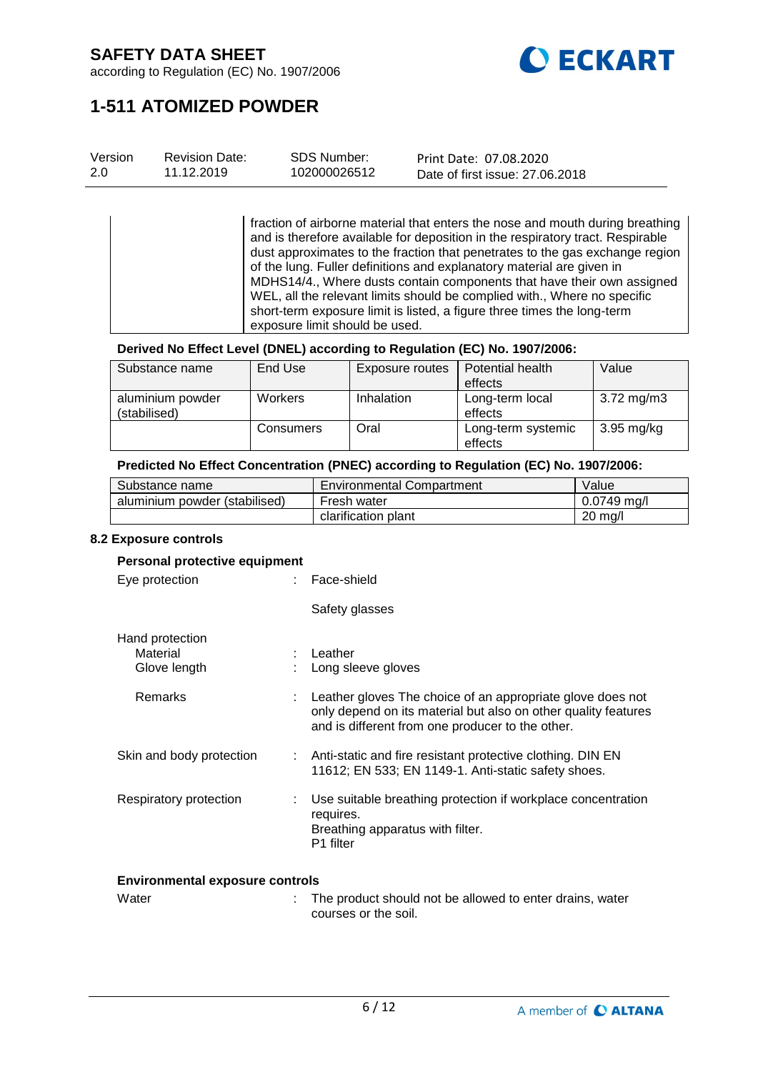| | fraction of airborne material that enters the nose and mouth during breathing and is therefore available for deposition in the respiratory tract. Respirable dust approximates to the fraction that penetrates to the gas exchange region of the lung. Fuller definitions and explanatory material are given in MDHS14/4., Where dusts contain components that have their own assigned WEL, all the relevant limits should be complied with., Where no specific short-term exposure limit is listed, a figure three times the long-term exposure limit should be used. |
|---|---|

**Derived No Effect Level (DNEL) according to Regulation (EC) No. 1907/2006:**

| Substance name | End Use | Exposure routes | Potential health effects | Value |
|---|---|---|---|---|
| aluminium powder (stabilised) | Workers | Inhalation | Long-term local effects | 3.72 mg/m3 |
| | Consumers | Oral | Long-term systemic effects | 3.95 mg/kg |

**Predicted No Effect Concentration (PNEC) according to Regulation (EC) No. 1907/2006:**

| Substance name | Environmental Compartment | Value |
|---|---|---|
| aluminium powder (stabilised) | Fresh water | 0.0749 mg/l |
| | clarification plant | 20 mg/l |

### 8.2 Exposure controls

**Personal protective equipment**

Eye protection : Face-shield

Safety glasses

Hand protection

Material : Leather

Glove length : Long sleeve gloves

Remarks : Leather gloves The choice of an appropriate glove does not only depend on its material but also on other quality features and is different from one producer to the other.

Skin and body protection : Anti-static and fire resistant protective clothing. DIN EN 11612; EN 533; EN 1149-1. Anti-static safety shoes.

Respiratory protection : Use suitable breathing protection if workplace concentration requires.
Breathing apparatus with filter.
P1 filter

**Environmental exposure controls**

Water : The product should not be allowed to enter drains, water courses or the soil.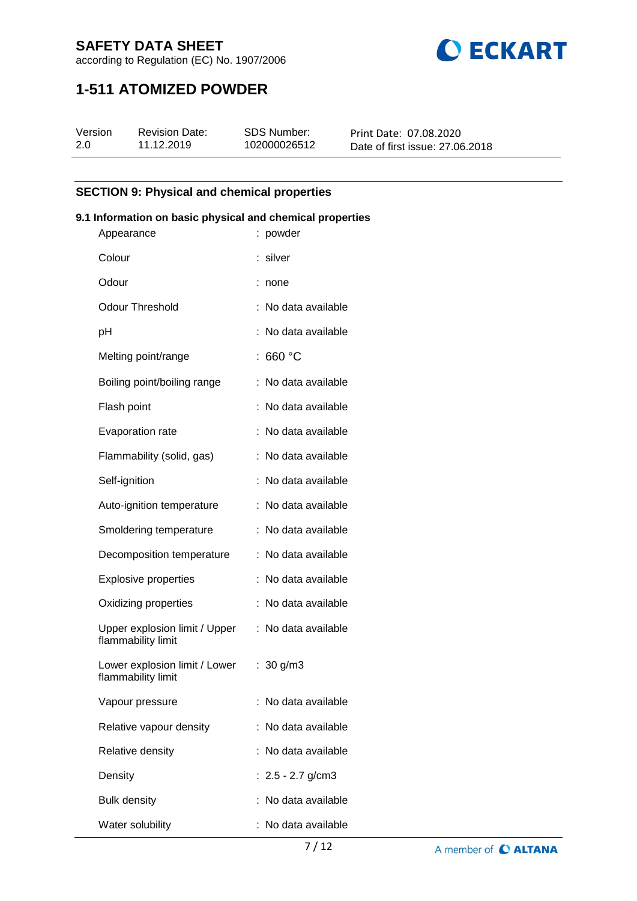## SECTION 9: Physical and chemical properties

### 9.1 Information on basic physical and chemical properties

| Property | Value |
|---|---|
| Appearance | : powder |
| Colour | : silver |
| Odour | : none |
| Odour Threshold | : No data available |
| pH | : No data available |
| Melting point/range | : 660 °C |
| Boiling point/boiling range | : No data available |
| Flash point | : No data available |
| Evaporation rate | : No data available |
| Flammability (solid, gas) | : No data available |
| Self-ignition | : No data available |
| Auto-ignition temperature | : No data available |
| Smoldering temperature | : No data available |
| Decomposition temperature | : No data available |
| Explosive properties | : No data available |
| Oxidizing properties | : No data available |
| Upper explosion limit / Upper flammability limit | : No data available |
| Lower explosion limit / Lower flammability limit | : 30 g/m3 |
| Vapour pressure | : No data available |
| Relative vapour density | : No data available |
| Relative density | : No data available |
| Density | : 2.5 - 2.7 g/cm3 |
| Bulk density | : No data available |
| Water solubility | : No data available |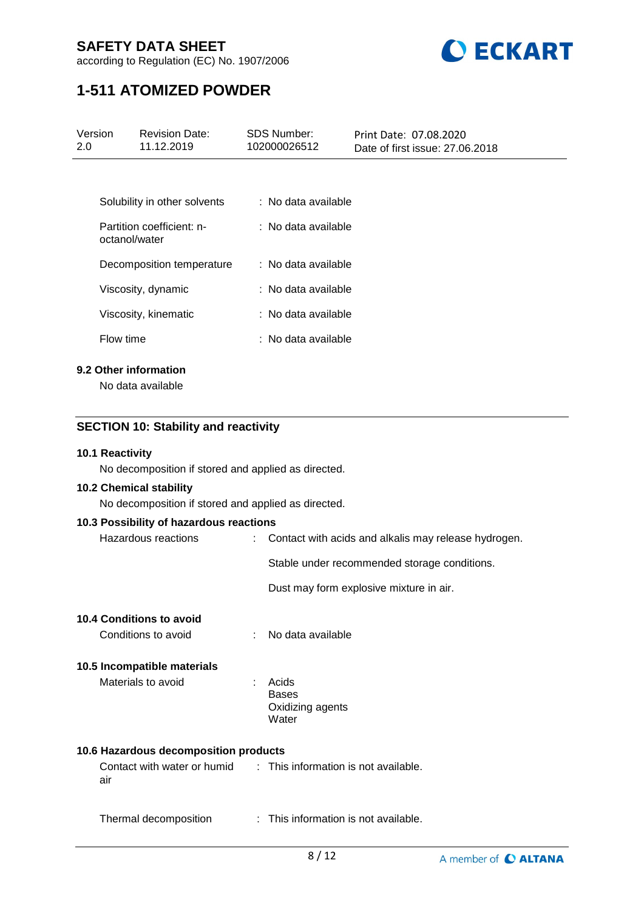| | |
|---|---|
| Solubility in other solvents | : No data available |
| Partition coefficient: n-octanol/water | : No data available |
| Decomposition temperature | : No data available |
| Viscosity, dynamic | : No data available |
| Viscosity, kinematic | : No data available |
| Flow time | : No data available |

**9.2 Other information**

No data available

## SECTION 10: Stability and reactivity

**10.1 Reactivity**

No decomposition if stored and applied as directed.

**10.2 Chemical stability**

No decomposition if stored and applied as directed.

**10.3 Possibility of hazardous reactions**

Hazardous reactions : Contact with acids and alkalis may release hydrogen.

Stable under recommended storage conditions.

Dust may form explosive mixture in air.

**10.4 Conditions to avoid**

Conditions to avoid : No data available

**10.5 Incompatible materials**

Materials to avoid : Acids
Bases
Oxidizing agents
Water

**10.6 Hazardous decomposition products**

Contact with water or humid air : This information is not available.

Thermal decomposition : This information is not available.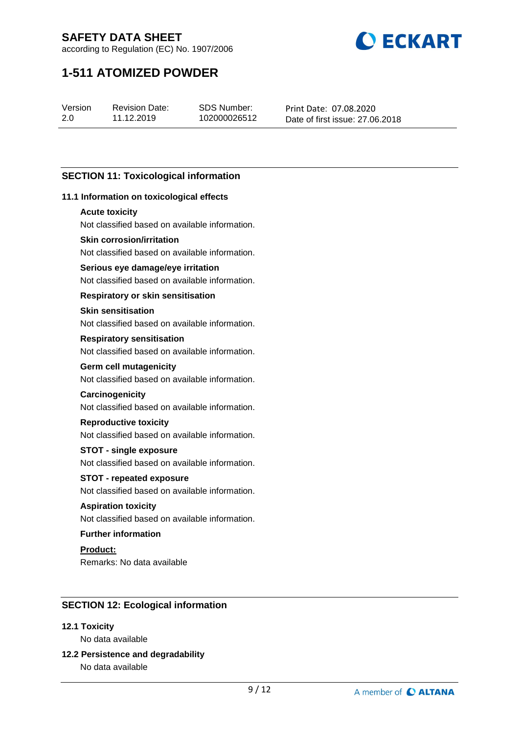## SECTION 11: Toxicological information

### 11.1 Information on toxicological effects

**Acute toxicity**

Not classified based on available information.

**Skin corrosion/irritation**

Not classified based on available information.

**Serious eye damage/eye irritation**

Not classified based on available information.

**Respiratory or skin sensitisation**

**Skin sensitisation**

Not classified based on available information.

**Respiratory sensitisation**

Not classified based on available information.

**Germ cell mutagenicity**

Not classified based on available information.

**Carcinogenicity**

Not classified based on available information.

**Reproductive toxicity**

Not classified based on available information.

**STOT - single exposure**

Not classified based on available information.

**STOT - repeated exposure**

Not classified based on available information.

**Aspiration toxicity**

Not classified based on available information.

**Further information**

**Product:**

Remarks: No data available

## SECTION 12: Ecological information

### 12.1 Toxicity

No data available

### 12.2 Persistence and degradability

No data available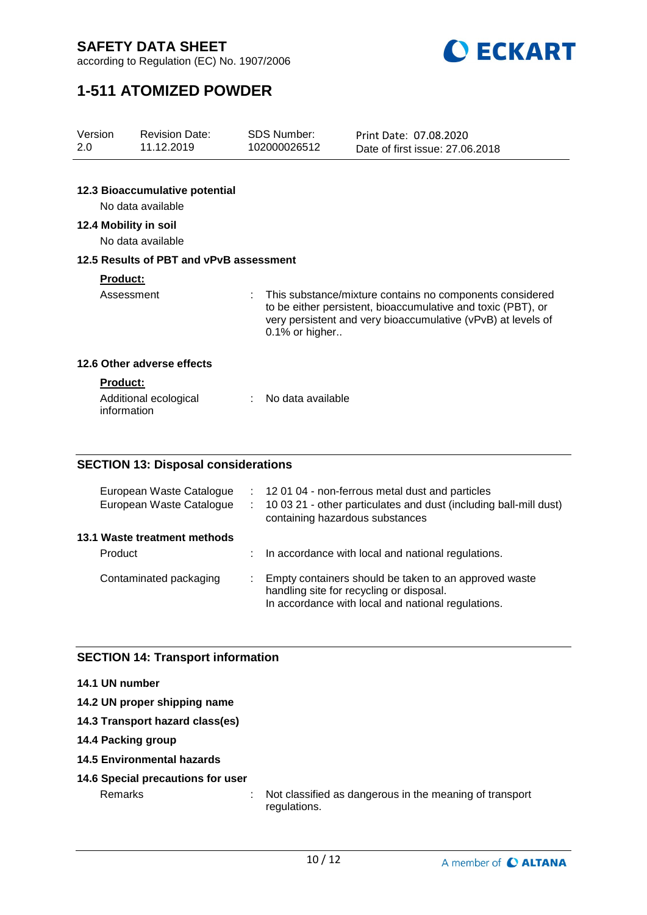### 12.3 Bioaccumulative potential

No data available

### 12.4 Mobility in soil

No data available

### 12.5 Results of PBT and vPvB assessment

**Product:**

Assessment : This substance/mixture contains no components considered to be either persistent, bioaccumulative and toxic (PBT), or very persistent and very bioaccumulative (vPvB) at levels of 0.1% or higher..

### 12.6 Other adverse effects

**Product:**

Additional ecological information : No data available

## SECTION 13: Disposal considerations

European Waste Catalogue : 12 01 04 - non-ferrous metal dust and particles

European Waste Catalogue : 10 03 21 - other particulates and dust (including ball-mill dust) containing hazardous substances

### 13.1 Waste treatment methods

Product : In accordance with local and national regulations.

Contaminated packaging : Empty containers should be taken to an approved waste handling site for recycling or disposal.
In accordance with local and national regulations.

## SECTION 14: Transport information

### 14.1 UN number

### 14.2 UN proper shipping name

### 14.3 Transport hazard class(es)

### 14.4 Packing group

### 14.5 Environmental hazards

### 14.6 Special precautions for user

Remarks : Not classified as dangerous in the meaning of transport regulations.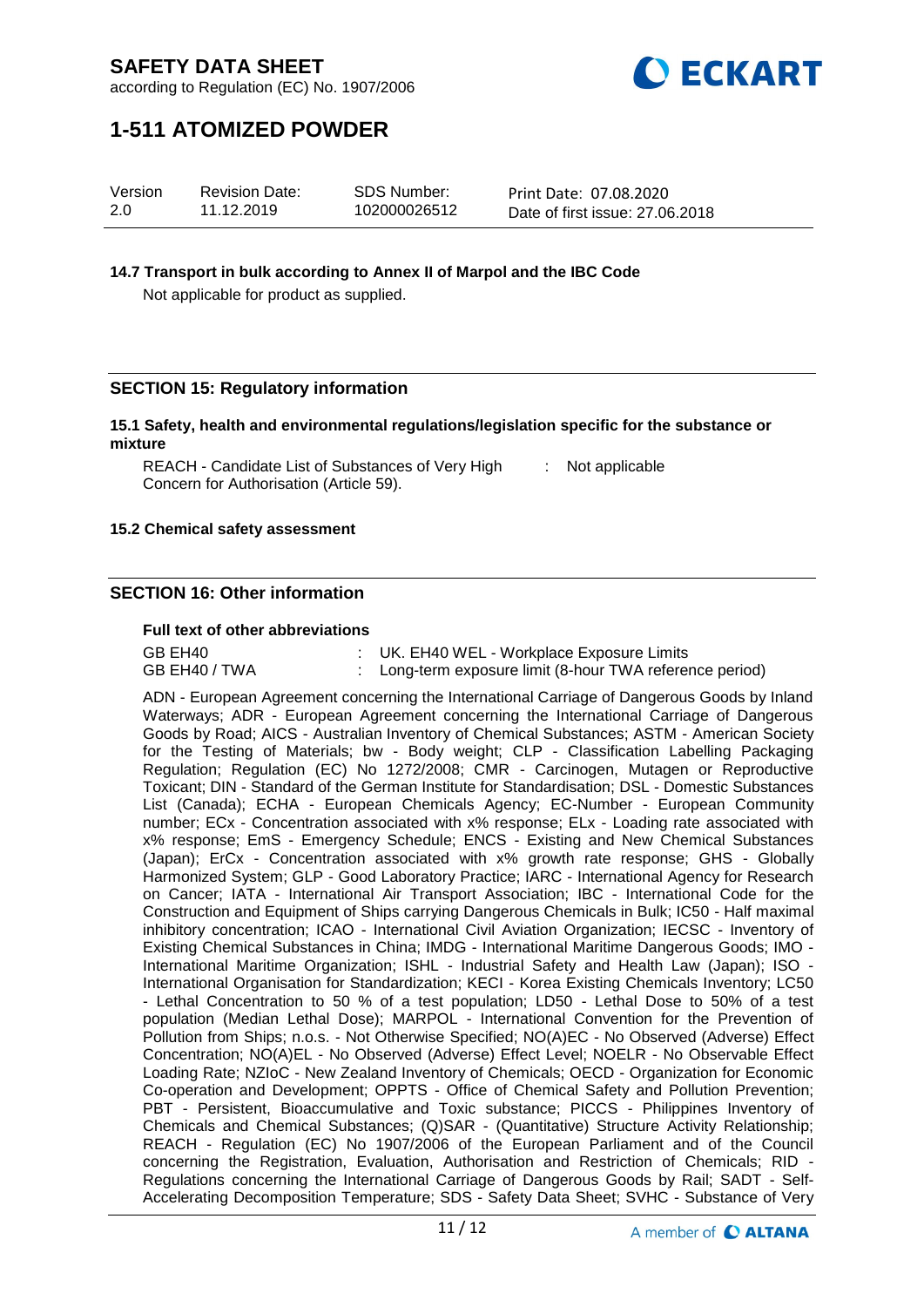**14.7 Transport in bulk according to Annex II of Marpol and the IBC Code**

Not applicable for product as supplied.

## SECTION 15: Regulatory information

**15.1 Safety, health and environmental regulations/legislation specific for the substance or mixture**

REACH - Candidate List of Substances of Very High Concern for Authorisation (Article 59). : Not applicable

**15.2 Chemical safety assessment**

## SECTION 16: Other information

**Full text of other abbreviations**

| | | |
|---|---|---|
| GB EH40 | : | UK. EH40 WEL - Workplace Exposure Limits |
| GB EH40 / TWA | : | Long-term exposure limit (8-hour TWA reference period) |

ADN - European Agreement concerning the International Carriage of Dangerous Goods by Inland Waterways; ADR - European Agreement concerning the International Carriage of Dangerous Goods by Road; AICS - Australian Inventory of Chemical Substances; ASTM - American Society for the Testing of Materials; bw - Body weight; CLP - Classification Labelling Packaging Regulation; Regulation (EC) No 1272/2008; CMR - Carcinogen, Mutagen or Reproductive Toxicant; DIN - Standard of the German Institute for Standardisation; DSL - Domestic Substances List (Canada); ECHA - European Chemicals Agency; EC-Number - European Community number; ECx - Concentration associated with x% response; ELx - Loading rate associated with x% response; EmS - Emergency Schedule; ENCS - Existing and New Chemical Substances (Japan); ErCx - Concentration associated with x% growth rate response; GHS - Globally Harmonized System; GLP - Good Laboratory Practice; IARC - International Agency for Research on Cancer; IATA - International Air Transport Association; IBC - International Code for the Construction and Equipment of Ships carrying Dangerous Chemicals in Bulk; IC50 - Half maximal inhibitory concentration; ICAO - International Civil Aviation Organization; IECSC - Inventory of Existing Chemical Substances in China; IMDG - International Maritime Dangerous Goods; IMO - International Maritime Organization; ISHL - Industrial Safety and Health Law (Japan); ISO - International Organisation for Standardization; KECI - Korea Existing Chemicals Inventory; LC50 - Lethal Concentration to 50 % of a test population; LD50 - Lethal Dose to 50% of a test population (Median Lethal Dose); MARPOL - International Convention for the Prevention of Pollution from Ships; n.o.s. - Not Otherwise Specified; NO(A)EC - No Observed (Adverse) Effect Concentration; NO(A)EL - No Observed (Adverse) Effect Level; NOELR - No Observable Effect Loading Rate; NZIoC - New Zealand Inventory of Chemicals; OECD - Organization for Economic Co-operation and Development; OPPTS - Office of Chemical Safety and Pollution Prevention; PBT - Persistent, Bioaccumulative and Toxic substance; PICCS - Philippines Inventory of Chemicals and Chemical Substances; (Q)SAR - (Quantitative) Structure Activity Relationship; REACH - Regulation (EC) No 1907/2006 of the European Parliament and of the Council concerning the Registration, Evaluation, Authorisation and Restriction of Chemicals; RID - Regulations concerning the International Carriage of Dangerous Goods by Rail; SADT - Self-Accelerating Decomposition Temperature; SDS - Safety Data Sheet; SVHC - Substance of Very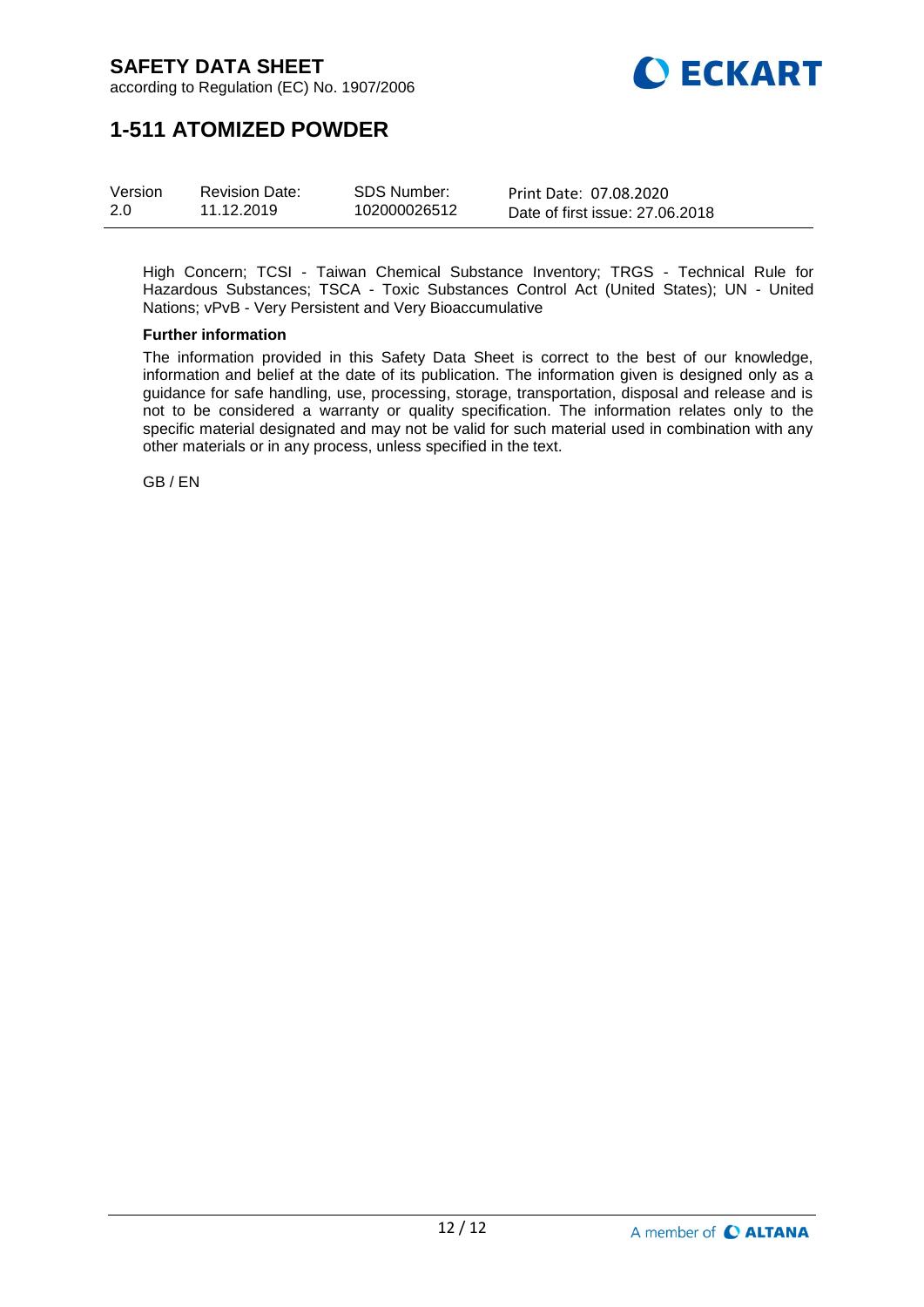High Concern; TCSI - Taiwan Chemical Substance Inventory; TRGS - Technical Rule for Hazardous Substances; TSCA - Toxic Substances Control Act (United States); UN - United Nations; vPvB - Very Persistent and Very Bioaccumulative

**Further information**

The information provided in this Safety Data Sheet is correct to the best of our knowledge, information and belief at the date of its publication. The information given is designed only as a guidance for safe handling, use, processing, storage, transportation, disposal and release and is not to be considered a warranty or quality specification. The information relates only to the specific material designated and may not be valid for such material used in combination with any other materials or in any process, unless specified in the text.

GB / EN